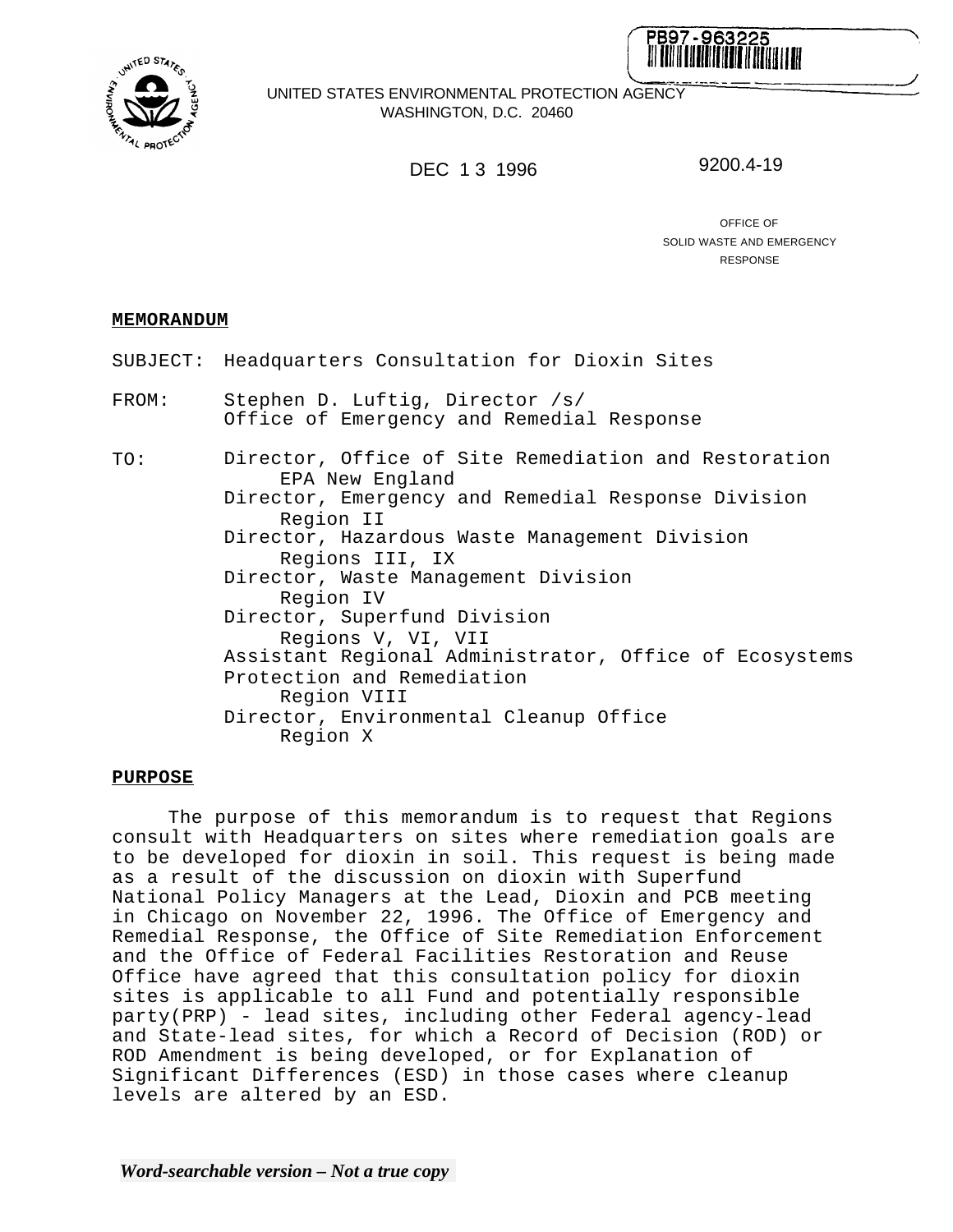PB97-963225

UNITED STATES ENVIRONMENTAL PROTECTION AGENCY
WASHINGTON, D.C. 20460

DEC 1 3 1996

9200.4-19

OFFICE OF
SOLID WASTE AND EMERGENCY
RESPONSE

**MEMORANDUM**

SUBJECT: Headquarters Consultation for Dioxin Sites

FROM: Stephen D. Luftig, Director /s/
Office of Emergency and Remedial Response

TO: Director, Office of Site Remediation and Restoration
EPA New England
Director, Emergency and Remedial Response Division
Region II
Director, Hazardous Waste Management Division
Regions III, IX
Director, Waste Management Division
Region IV
Director, Superfund Division
Regions V, VI, VII
Assistant Regional Administrator, Office of Ecosystems Protection and Remediation
Region VIII
Director, Environmental Cleanup Office
Region X

**PURPOSE**

The purpose of this memorandum is to request that Regions consult with Headquarters on sites where remediation goals are to be developed for dioxin in soil. This request is being made as a result of the discussion on dioxin with Superfund National Policy Managers at the Lead, Dioxin and PCB meeting in Chicago on November 22, 1996. The Office of Emergency and Remedial Response, the Office of Site Remediation Enforcement and the Office of Federal Facilities Restoration and Reuse Office have agreed that this consultation policy for dioxin sites is applicable to all Fund and potentially responsible party(PRP) - lead sites, including other Federal agency-lead and State-lead sites, for which a Record of Decision (ROD) or ROD Amendment is being developed, or for Explanation of Significant Differences (ESD) in those cases where cleanup levels are altered by an ESD.

*Word-searchable version – Not a true copy*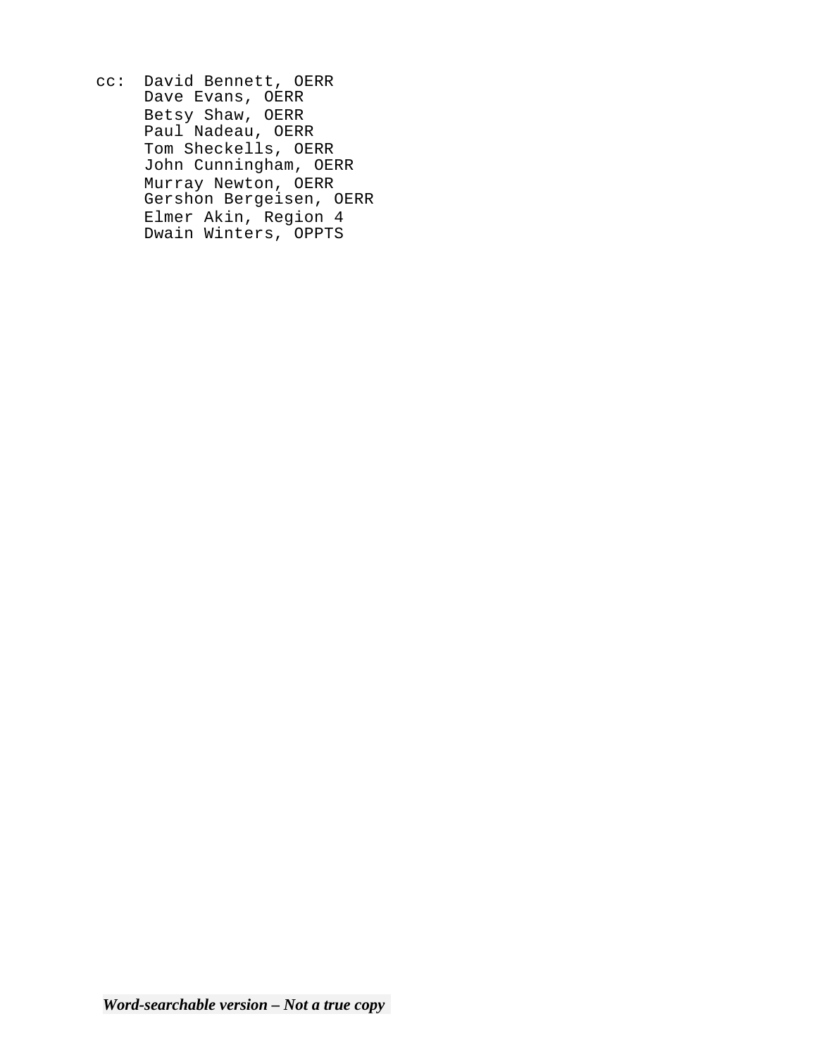cc: David Bennett, OERR
Dave Evans, OERR
Betsy Shaw, OERR
Paul Nadeau, OERR
Tom Sheckells, OERR
John Cunningham, OERR
Murray Newton, OERR
Gershon Bergeisen, OERR
Elmer Akin, Region 4
Dwain Winters, OPPTS

***Word-searchable version – Not a true copy***